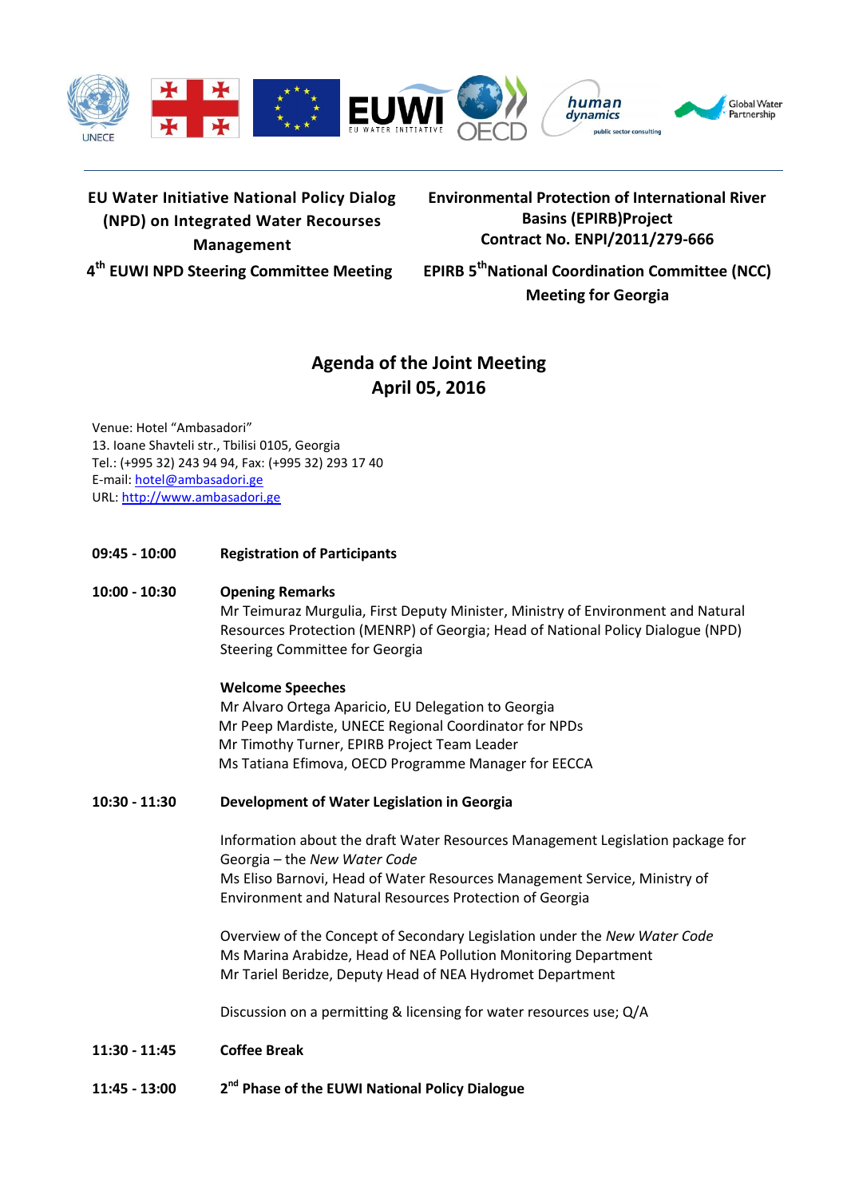**EU Water Initiative National Policy Dialog (NPD) on Integrated Water Recourses Management**

**4th EUWI NPD Steering Committee Meeting**

**Environmental Protection of International River Basins (EPIRB)Project**
**Contract No. ENPI/2011/279-666**

**EPIRB 5th National Coordination Committee (NCC) Meeting for Georgia**

# Agenda of the Joint Meeting
## April 05, 2016

Venue: Hotel "Ambasadori"
13. Ioane Shavteli str., Tbilisi 0105, Georgia
Tel.: (+995 32) 243 94 94, Fax: (+995 32) 293 17 40
E-mail: hotel@ambasadori.ge
URL: http://www.ambasadori.ge

**09:45 - 10:00** **Registration of Participants**

**10:00 - 10:30** **Opening Remarks**
Mr Teimuraz Murgulia, First Deputy Minister, Ministry of Environment and Natural Resources Protection (MENRP) of Georgia; Head of National Policy Dialogue (NPD) Steering Committee for Georgia

**Welcome Speeches**
Mr Alvaro Ortega Aparicio, EU Delegation to Georgia
Mr Peep Mardiste, UNECE Regional Coordinator for NPDs
Mr Timothy Turner, EPIRB Project Team Leader
Ms Tatiana Efimova, OECD Programme Manager for EECCA

**10:30 - 11:30** **Development of Water Legislation in Georgia**

Information about the draft Water Resources Management Legislation package for Georgia – the *New Water Code*
Ms Eliso Barnovi, Head of Water Resources Management Service, Ministry of Environment and Natural Resources Protection of Georgia

Overview of the Concept of Secondary Legislation under the *New Water Code*
Ms Marina Arabidze, Head of NEA Pollution Monitoring Department
Mr Tariel Beridze, Deputy Head of NEA Hydromet Department

Discussion on a permitting & licensing for water resources use; Q/A

**11:30 - 11:45** **Coffee Break**

**11:45 - 13:00** **2nd Phase of the EUWI National Policy Dialogue**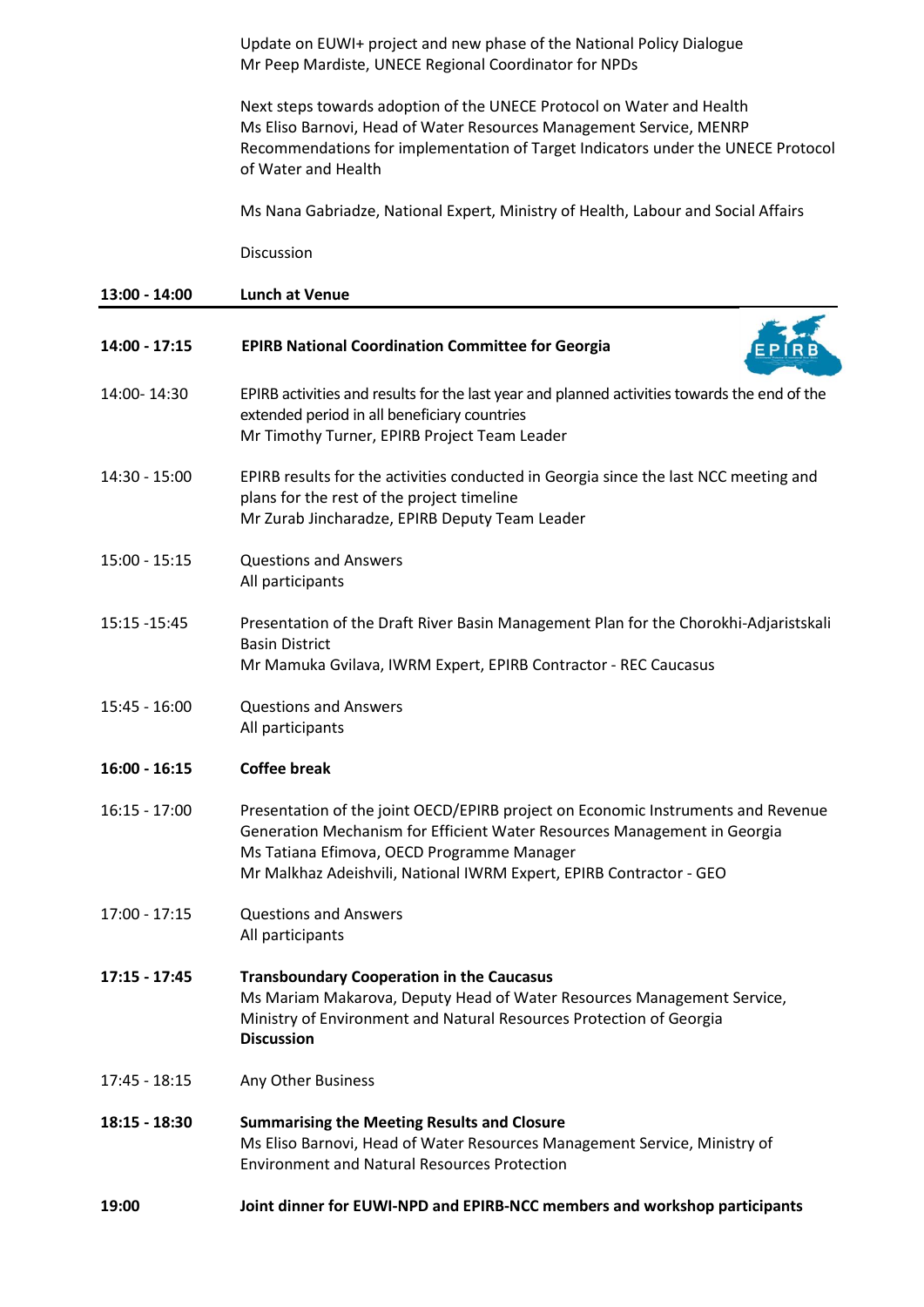| | |
|---|---|
| | Update on EUWI+ project and new phase of the National Policy Dialogue<br>Mr Peep Mardiste, UNECE Regional Coordinator for NPDs |
| | Next steps towards adoption of the UNECE Protocol on Water and Health<br>Ms Eliso Barnovi, Head of Water Resources Management Service, MENRP<br>Recommendations for implementation of Target Indicators under the UNECE Protocol of Water and Health |
| | Ms Nana Gabriadze, National Expert, Ministry of Health, Labour and Social Affairs |
| | Discussion |
| **13:00 - 14:00** | **Lunch at Venue** |
| **14:00 - 17:15** | **EPIRB National Coordination Committee for Georgia** |
| 14:00- 14:30 | EPIRB activities and results for the last year and planned activities towards the end of the extended period in all beneficiary countries<br>Mr Timothy Turner, EPIRB Project Team Leader |
| 14:30 - 15:00 | EPIRB results for the activities conducted in Georgia since the last NCC meeting and plans for the rest of the project timeline<br>Mr Zurab Jincharadze, EPIRB Deputy Team Leader |
| 15:00 - 15:15 | Questions and Answers<br>All participants |
| 15:15 -15:45 | Presentation of the Draft River Basin Management Plan for the Chorokhi-Adjaristskali Basin District<br>Mr Mamuka Gvilava, IWRM Expert, EPIRB Contractor - REC Caucasus |
| 15:45 - 16:00 | Questions and Answers<br>All participants |
| **16:00 - 16:15** | **Coffee break** |
| 16:15 - 17:00 | Presentation of the joint OECD/EPIRB project on Economic Instruments and Revenue Generation Mechanism for Efficient Water Resources Management in Georgia<br>Ms Tatiana Efimova, OECD Programme Manager<br>Mr Malkhaz Adeishvili, National IWRM Expert, EPIRB Contractor - GEO |
| 17:00 - 17:15 | Questions and Answers<br>All participants |
| **17:15 - 17:45** | **Transboundary Cooperation in the Caucasus**<br>Ms Mariam Makarova, Deputy Head of Water Resources Management Service, Ministry of Environment and Natural Resources Protection of Georgia<br>**Discussion** |
| 17:45 - 18:15 | Any Other Business |
| **18:15 - 18:30** | **Summarising the Meeting Results and Closure**<br>Ms Eliso Barnovi, Head of Water Resources Management Service, Ministry of Environment and Natural Resources Protection |
| **19:00** | **Joint dinner for EUWI-NPD and EPIRB-NCC members and workshop participants** |